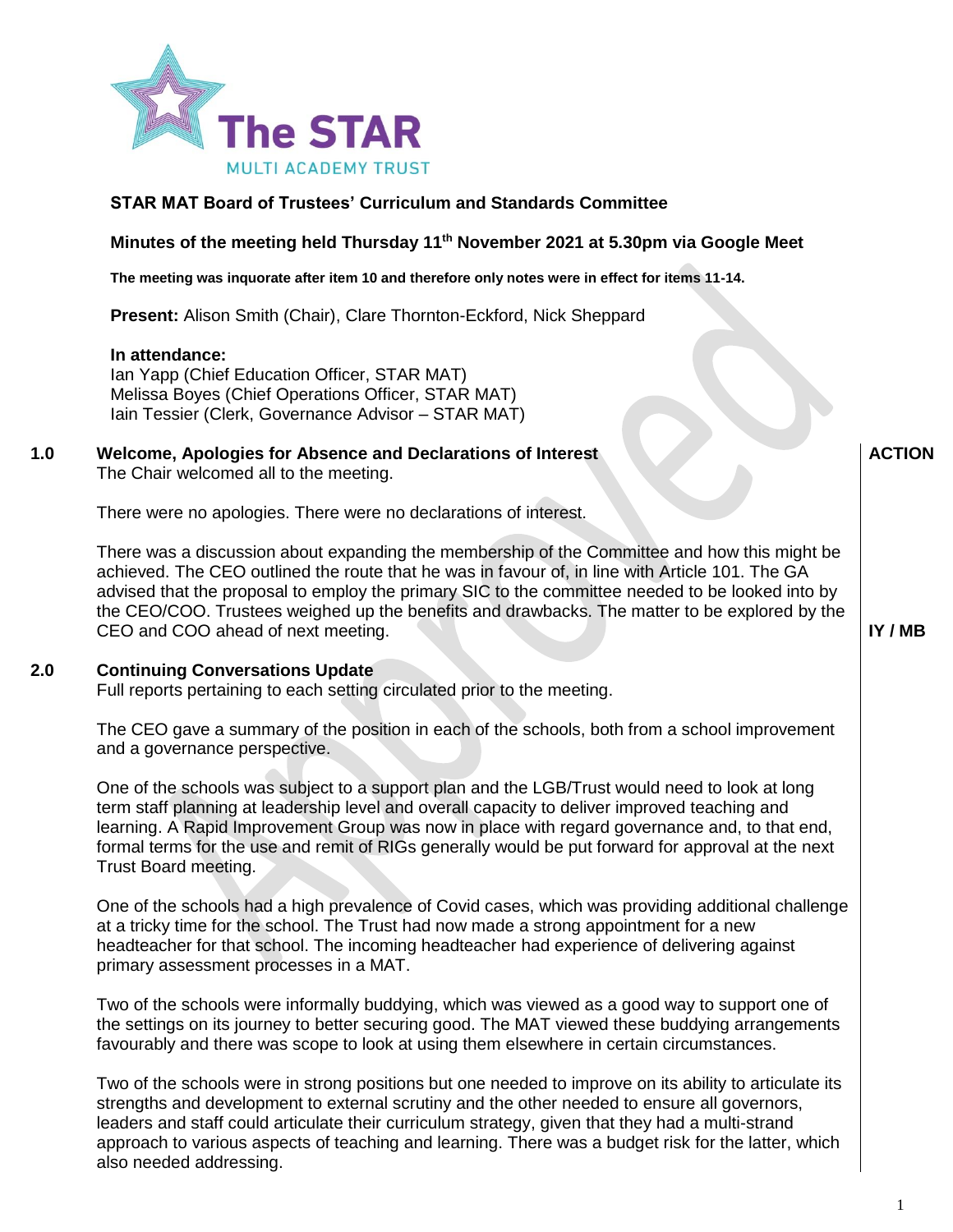**STAR MAT Board of Trustees' Curriculum and Standards Committee**

**Minutes of the meeting held Thursday 11th November 2021 at 5.30pm via Google Meet**

**The meeting was inquorate after item 10 and therefore only notes were in effect for items 11-14.**

**Present:** Alison Smith (Chair), Clare Thornton-Eckford, Nick Sheppard

**In attendance:**
Ian Yapp (Chief Education Officer, STAR MAT)
Melissa Boyes (Chief Operations Officer, STAR MAT)
Iain Tessier (Clerk, Governance Advisor – STAR MAT)

| | | ACTION |
|---|---|---|
| **1.0** | **Welcome, Apologies for Absence and Declarations of Interest**<br>The Chair welcomed all to the meeting.<br><br>There were no apologies. There were no declarations of interest.<br><br>There was a discussion about expanding the membership of the Committee and how this might be achieved. The CEO outlined the route that he was in favour of, in line with Article 101. The GA advised that the proposal to employ the primary SIC to the committee needed to be looked into by the CEO/COO. Trustees weighed up the benefits and drawbacks. The matter to be explored by the CEO and COO ahead of next meeting. | **IY / MB** |
| **2.0** | **Continuing Conversations Update**<br>Full reports pertaining to each setting circulated prior to the meeting.<br><br>The CEO gave a summary of the position in each of the schools, both from a school improvement and a governance perspective.<br><br>One of the schools was subject to a support plan and the LGB/Trust would need to look at long term staff planning at leadership level and overall capacity to deliver improved teaching and learning. A Rapid Improvement Group was now in place with regard governance and, to that end, formal terms for the use and remit of RIGs generally would be put forward for approval at the next Trust Board meeting.<br><br>One of the schools had a high prevalence of Covid cases, which was providing additional challenge at a tricky time for the school. The Trust had now made a strong appointment for a new headteacher for that school. The incoming headteacher had experience of delivering against primary assessment processes in a MAT.<br><br>Two of the schools were informally buddying, which was viewed as a good way to support one of the settings on its journey to better securing good. The MAT viewed these buddying arrangements favourably and there was scope to look at using them elsewhere in certain circumstances.<br><br>Two of the schools were in strong positions but one needed to improve on its ability to articulate its strengths and development to external scrutiny and the other needed to ensure all governors, leaders and staff could articulate their curriculum strategy, given that they had a multi-strand approach to various aspects of teaching and learning. There was a budget risk for the latter, which also needed addressing. | |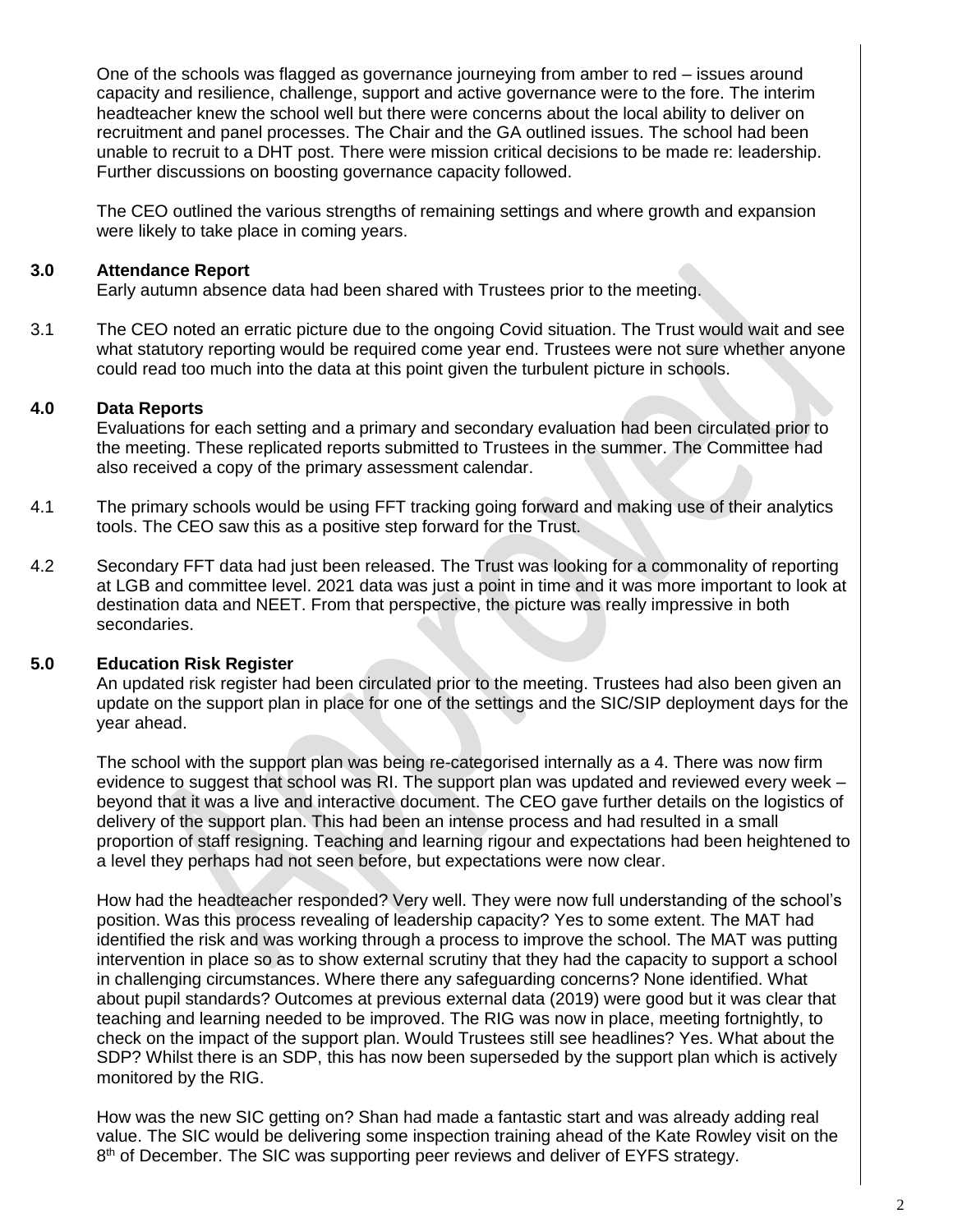One of the schools was flagged as governance journeying from amber to red – issues around capacity and resilience, challenge, support and active governance were to the fore. The interim headteacher knew the school well but there were concerns about the local ability to deliver on recruitment and panel processes. The Chair and the GA outlined issues. The school had been unable to recruit to a DHT post. There were mission critical decisions to be made re: leadership. Further discussions on boosting governance capacity followed.

The CEO outlined the various strengths of remaining settings and where growth and expansion were likely to take place in coming years.

## 3.0 Attendance Report

Early autumn absence data had been shared with Trustees prior to the meeting.

3.1 The CEO noted an erratic picture due to the ongoing Covid situation. The Trust would wait and see what statutory reporting would be required come year end. Trustees were not sure whether anyone could read too much into the data at this point given the turbulent picture in schools.

## 4.0 Data Reports

Evaluations for each setting and a primary and secondary evaluation had been circulated prior to the meeting. These replicated reports submitted to Trustees in the summer. The Committee had also received a copy of the primary assessment calendar.

4.1 The primary schools would be using FFT tracking going forward and making use of their analytics tools. The CEO saw this as a positive step forward for the Trust.

4.2 Secondary FFT data had just been released. The Trust was looking for a commonality of reporting at LGB and committee level. 2021 data was just a point in time and it was more important to look at destination data and NEET. From that perspective, the picture was really impressive in both secondaries.

## 5.0 Education Risk Register

An updated risk register had been circulated prior to the meeting. Trustees had also been given an update on the support plan in place for one of the settings and the SIC/SIP deployment days for the year ahead.

The school with the support plan was being re-categorised internally as a 4. There was now firm evidence to suggest that school was RI. The support plan was updated and reviewed every week – beyond that it was a live and interactive document. The CEO gave further details on the logistics of delivery of the support plan. This had been an intense process and had resulted in a small proportion of staff resigning. Teaching and learning rigour and expectations had been heightened to a level they perhaps had not seen before, but expectations were now clear.

How had the headteacher responded? Very well. They were now full understanding of the school's position. Was this process revealing of leadership capacity? Yes to some extent. The MAT had identified the risk and was working through a process to improve the school. The MAT was putting intervention in place so as to show external scrutiny that they had the capacity to support a school in challenging circumstances. Where there any safeguarding concerns? None identified. What about pupil standards? Outcomes at previous external data (2019) were good but it was clear that teaching and learning needed to be improved. The RIG was now in place, meeting fortnightly, to check on the impact of the support plan. Would Trustees still see headlines? Yes. What about the SDP? Whilst there is an SDP, this has now been superseded by the support plan which is actively monitored by the RIG.

How was the new SIC getting on? Shan had made a fantastic start and was already adding real value. The SIC would be delivering some inspection training ahead of the Kate Rowley visit on the 8th of December. The SIC was supporting peer reviews and deliver of EYFS strategy.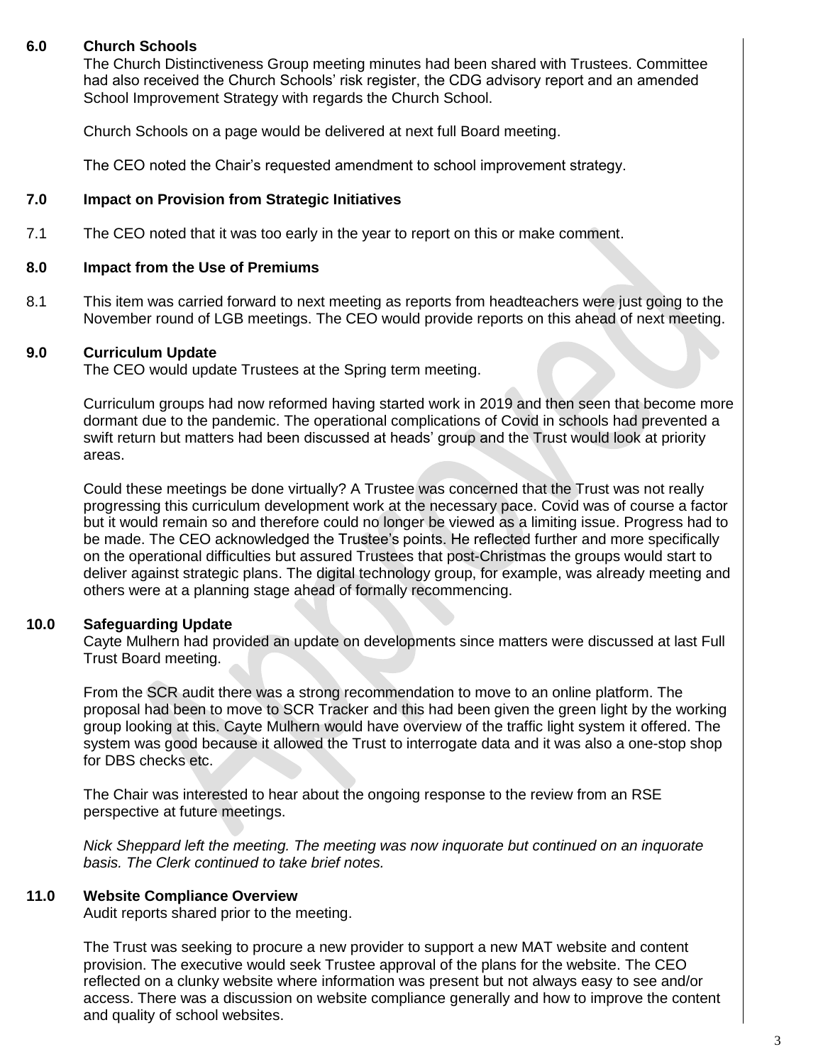## 6.0 Church Schools

The Church Distinctiveness Group meeting minutes had been shared with Trustees. Committee had also received the Church Schools' risk register, the CDG advisory report and an amended School Improvement Strategy with regards the Church School.

Church Schools on a page would be delivered at next full Board meeting.

The CEO noted the Chair's requested amendment to school improvement strategy.

## 7.0 Impact on Provision from Strategic Initiatives

7.1 The CEO noted that it was too early in the year to report on this or make comment.

## 8.0 Impact from the Use of Premiums

8.1 This item was carried forward to next meeting as reports from headteachers were just going to the November round of LGB meetings. The CEO would provide reports on this ahead of next meeting.

## 9.0 Curriculum Update

The CEO would update Trustees at the Spring term meeting.

Curriculum groups had now reformed having started work in 2019 and then seen that become more dormant due to the pandemic. The operational complications of Covid in schools had prevented a swift return but matters had been discussed at heads' group and the Trust would look at priority areas.

Could these meetings be done virtually? A Trustee was concerned that the Trust was not really progressing this curriculum development work at the necessary pace. Covid was of course a factor but it would remain so and therefore could no longer be viewed as a limiting issue. Progress had to be made. The CEO acknowledged the Trustee's points. He reflected further and more specifically on the operational difficulties but assured Trustees that post-Christmas the groups would start to deliver against strategic plans. The digital technology group, for example, was already meeting and others were at a planning stage ahead of formally recommencing.

## 10.0 Safeguarding Update

Cayte Mulhern had provided an update on developments since matters were discussed at last Full Trust Board meeting.

From the SCR audit there was a strong recommendation to move to an online platform. The proposal had been to move to SCR Tracker and this had been given the green light by the working group looking at this. Cayte Mulhern would have overview of the traffic light system it offered. The system was good because it allowed the Trust to interrogate data and it was also a one-stop shop for DBS checks etc.

The Chair was interested to hear about the ongoing response to the review from an RSE perspective at future meetings.

*Nick Sheppard left the meeting. The meeting was now inquorate but continued on an inquorate basis. The Clerk continued to take brief notes.*

## 11.0 Website Compliance Overview

Audit reports shared prior to the meeting.

The Trust was seeking to procure a new provider to support a new MAT website and content provision. The executive would seek Trustee approval of the plans for the website. The CEO reflected on a clunky website where information was present but not always easy to see and/or access. There was a discussion on website compliance generally and how to improve the content and quality of school websites.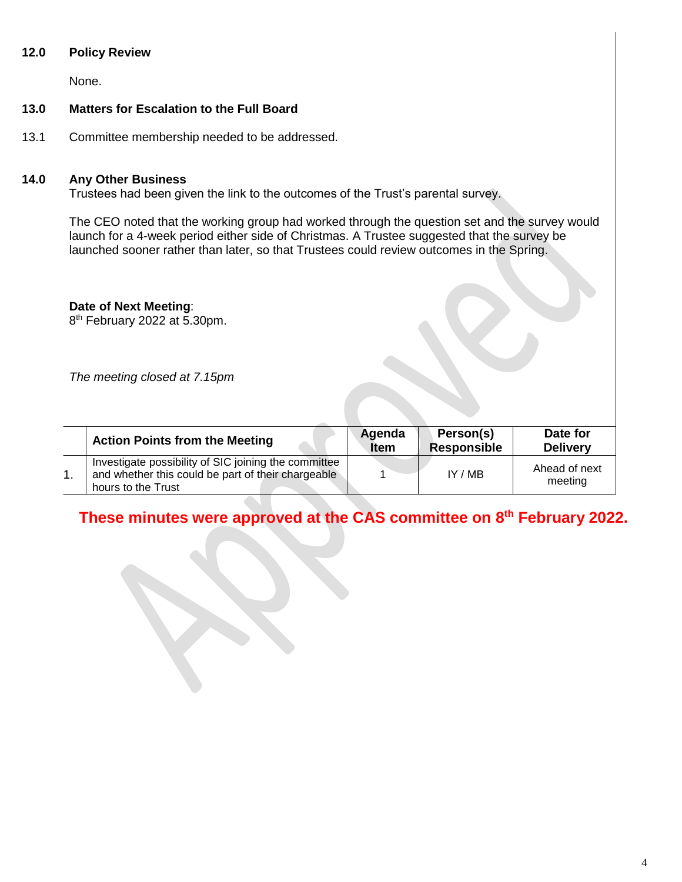## 12.0 Policy Review

None.

## 13.0 Matters for Escalation to the Full Board

13.1 Committee membership needed to be addressed.

## 14.0 Any Other Business

Trustees had been given the link to the outcomes of the Trust's parental survey.

The CEO noted that the working group had worked through the question set and the survey would launch for a 4-week period either side of Christmas. A Trustee suggested that the survey be launched sooner rather than later, so that Trustees could review outcomes in the Spring.

**Date of Next Meeting**:
8th February 2022 at 5.30pm.

*The meeting closed at 7.15pm*

| | Action Points from the Meeting | Agenda Item | Person(s) Responsible | Date for Delivery |
|---|---|---|---|---|
| 1. | Investigate possibility of SIC joining the committee and whether this could be part of their chargeable hours to the Trust | 1 | IY / MB | Ahead of next meeting |

**These minutes were approved at the CAS committee on 8th February 2022.**